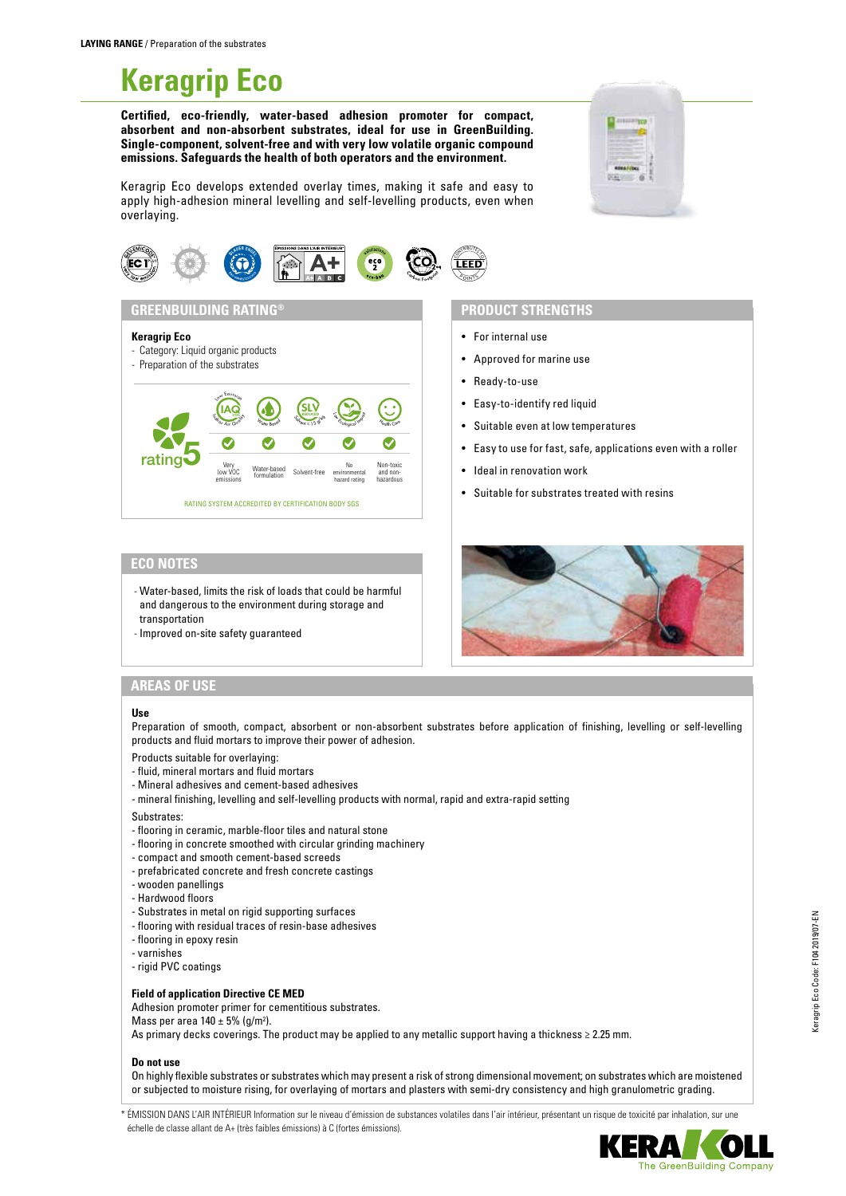**LAYING RANGE** / Preparation of the substrates

# Keragrip Eco

**Certified, eco-friendly, water-based adhesion promoter for compact, absorbent and non-absorbent substrates, ideal for use in GreenBuilding. Single-component, solvent-free and with very low volatile organic compound emissions. Safeguards the health of both operators and the environment.**

Keragrip Eco develops extended overlay times, making it safe and easy to apply high-adhesion mineral levelling and self-levelling products, even when overlaying.

## GREENBUILDING RATING®

**Keragrip Eco**
- Category: Liquid organic products
- Preparation of the substrates

rating 5

| Very low VOC emissions | Water-based formulation | Solvent-free | No environmental hazard rating | Non-toxic and non-hazardous |
|---|---|---|---|---|
| ✓ | ✓ | ✓ | ✓ | ✓ |

RATING SYSTEM ACCREDITED BY CERTIFICATION BODY SGS

## PRODUCT STRENGTHS

- For internal use
- Approved for marine use
- Ready-to-use
- Easy-to-identify red liquid
- Suitable even at low temperatures
- Easy to use for fast, safe, applications even with a roller
- Ideal in renovation work
- Suitable for substrates treated with resins

## ECO NOTES

- Water-based, limits the risk of loads that could be harmful and dangerous to the environment during storage and transportation
- Improved on-site safety guaranteed

## AREAS OF USE

**Use**

Preparation of smooth, compact, absorbent or non-absorbent substrates before application of finishing, levelling or self-levelling products and fluid mortars to improve their power of adhesion.

Products suitable for overlaying:
- fluid, mineral mortars and fluid mortars
- Mineral adhesives and cement-based adhesives
- mineral finishing, levelling and self-levelling products with normal, rapid and extra-rapid setting

Substrates:
- flooring in ceramic, marble-floor tiles and natural stone
- flooring in concrete smoothed with circular grinding machinery
- compact and smooth cement-based screeds
- prefabricated concrete and fresh concrete castings
- wooden panellings
- Hardwood floors
- Substrates in metal on rigid supporting surfaces
- flooring with residual traces of resin-base adhesives
- flooring in epoxy resin
- varnishes
- rigid PVC coatings

**Field of application Directive CE MED**

Adhesion promoter primer for cementitious substrates.
Mass per area 140 ± 5% (g/m²).
As primary decks coverings. The product may be applied to any metallic support having a thickness ≥ 2.25 mm.

**Do not use**

On highly flexible substrates or substrates which may present a risk of strong dimensional movement; on substrates which are moistened or subjected to moisture rising, for overlaying of mortars and plasters with semi-dry consistency and high granulometric grading.

\* ÉMISSION DANS L'AIR INTÉRIEUR Information sur le niveau d'émission de substances volatiles dans l'air intérieur, présentant un risque de toxicité par inhalation, sur une échelle de classe allant de A+ (très faibles émissions) à C (fortes émissions).

Keragrip Eco Code: F104 2019/07-EN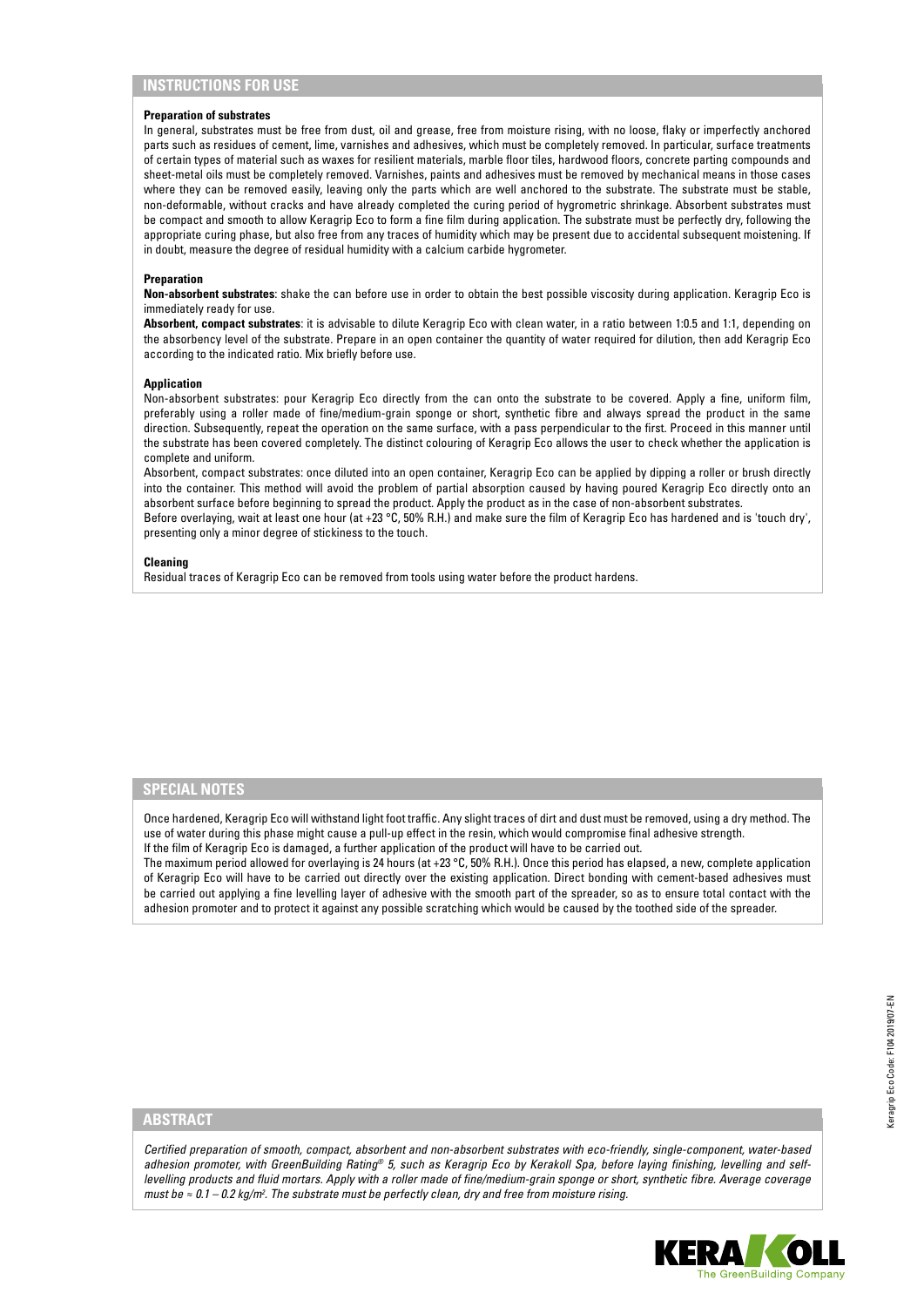## INSTRUCTIONS FOR USE

### Preparation of substrates

In general, substrates must be free from dust, oil and grease, free from moisture rising, with no loose, flaky or imperfectly anchored parts such as residues of cement, lime, varnishes and adhesives, which must be completely removed. In particular, surface treatments of certain types of material such as waxes for resilient materials, marble floor tiles, hardwood floors, concrete parting compounds and sheet-metal oils must be completely removed. Varnishes, paints and adhesives must be removed by mechanical means in those cases where they can be removed easily, leaving only the parts which are well anchored to the substrate. The substrate must be stable, non-deformable, without cracks and have already completed the curing period of hygrometric shrinkage. Absorbent substrates must be compact and smooth to allow Keragrip Eco to form a fine film during application. The substrate must be perfectly dry, following the appropriate curing phase, but also free from any traces of humidity which may be present due to accidental subsequent moistening. If in doubt, measure the degree of residual humidity with a calcium carbide hygrometer.

### Preparation

**Non-absorbent substrates**: shake the can before use in order to obtain the best possible viscosity during application. Keragrip Eco is immediately ready for use.

**Absorbent, compact substrates**: it is advisable to dilute Keragrip Eco with clean water, in a ratio between 1:0.5 and 1:1, depending on the absorbency level of the substrate. Prepare in an open container the quantity of water required for dilution, then add Keragrip Eco according to the indicated ratio. Mix briefly before use.

### Application

Non-absorbent substrates: pour Keragrip Eco directly from the can onto the substrate to be covered. Apply a fine, uniform film, preferably using a roller made of fine/medium-grain sponge or short, synthetic fibre and always spread the product in the same direction. Subsequently, repeat the operation on the same surface, with a pass perpendicular to the first. Proceed in this manner until the substrate has been covered completely. The distinct colouring of Keragrip Eco allows the user to check whether the application is complete and uniform.

Absorbent, compact substrates: once diluted into an open container, Keragrip Eco can be applied by dipping a roller or brush directly into the container. This method will avoid the problem of partial absorption caused by having poured Keragrip Eco directly onto an absorbent surface before beginning to spread the product. Apply the product as in the case of non-absorbent substrates.

Before overlaying, wait at least one hour (at +23 °C, 50% R.H.) and make sure the film of Keragrip Eco has hardened and is 'touch dry', presenting only a minor degree of stickiness to the touch.

### Cleaning

Residual traces of Keragrip Eco can be removed from tools using water before the product hardens.

## SPECIAL NOTES

Once hardened, Keragrip Eco will withstand light foot traffic. Any slight traces of dirt and dust must be removed, using a dry method. The use of water during this phase might cause a pull-up effect in the resin, which would compromise final adhesive strength.

If the film of Keragrip Eco is damaged, a further application of the product will have to be carried out.

The maximum period allowed for overlaying is 24 hours (at +23 °C, 50% R.H.). Once this period has elapsed, a new, complete application of Keragrip Eco will have to be carried out directly over the existing application. Direct bonding with cement-based adhesives must be carried out applying a fine levelling layer of adhesive with the smooth part of the spreader, so as to ensure total contact with the adhesion promoter and to protect it against any possible scratching which would be caused by the toothed side of the spreader.

## ABSTRACT

*Certified preparation of smooth, compact, absorbent and non-absorbent substrates with eco-friendly, single-component, water-based adhesion promoter, with GreenBuilding Rating® 5, such as Keragrip Eco by Kerakoll Spa, before laying finishing, levelling and self-levelling products and fluid mortars. Apply with a roller made of fine/medium-grain sponge or short, synthetic fibre. Average coverage must be ≈ 0.1 – 0.2 kg/m². The substrate must be perfectly clean, dry and free from moisture rising.*

Keragrip Eco Code: F104 2019/07-EN

KERAKOLL The GreenBuilding Company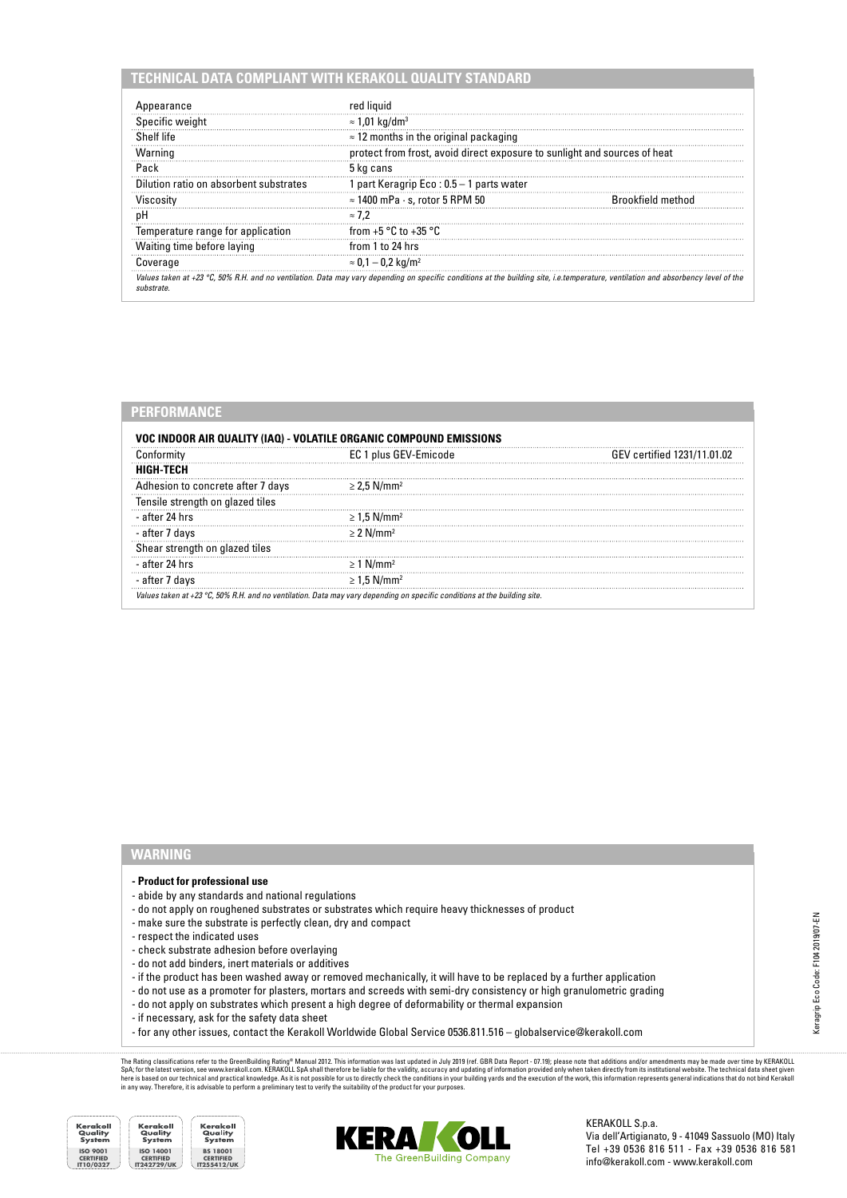## TECHNICAL DATA COMPLIANT WITH KERAKOLL QUALITY STANDARD

| | | |
|---|---|---|
| Appearance | red liquid | |
| Specific weight | ≈ 1,01 kg/dm³ | |
| Shelf life | ≈ 12 months in the original packaging | |
| Warning | protect from frost, avoid direct exposure to sunlight and sources of heat | |
| Pack | 5 kg cans | |
| Dilution ratio on absorbent substrates | 1 part Keragrip Eco : 0.5 – 1 parts water | |
| Viscosity | ≈ 1400 mPa · s, rotor 5 RPM 50 | Brookfield method |
| pH | ≈ 7,2 | |
| Temperature range for application | from +5 °C to +35 °C | |
| Waiting time before laying | from 1 to 24 hrs | |
| Coverage | ≈ 0,1 – 0,2 kg/m² | |

*Values taken at +23 °C, 50% R.H. and no ventilation. Data may vary depending on specific conditions at the building site, i.e.temperature, ventilation and absorbency level of the substrate.*

## PERFORMANCE

| | | |
|---|---|---|
| **VOC INDOOR AIR QUALITY (IAQ) - VOLATILE ORGANIC COMPOUND EMISSIONS** | | |
| Conformity | EC 1 plus GEV-Emicode | GEV certified 1231/11.01.02 |
| **HIGH-TECH** | | |
| Adhesion to concrete after 7 days | ≥ 2,5 N/mm² | |
| Tensile strength on glazed tiles | | |
| - after 24 hrs | ≥ 1,5 N/mm² | |
| - after 7 days | ≥ 2 N/mm² | |
| Shear strength on glazed tiles | | |
| - after 24 hrs | ≥ 1 N/mm² | |
| - after 7 days | ≥ 1,5 N/mm² | |

*Values taken at +23 °C, 50% R.H. and no ventilation. Data may vary depending on specific conditions at the building site.*

## WARNING

- **Product for professional use**
- abide by any standards and national regulations
- do not apply on roughened substrates or substrates which require heavy thicknesses of product
- make sure the substrate is perfectly clean, dry and compact
- respect the indicated uses
- check substrate adhesion before overlaying
- do not add binders, inert materials or additives
- if the product has been washed away or removed mechanically, it will have to be replaced by a further application
- do not use as a promoter for plasters, mortars and screeds with semi-dry consistency or high granulometric grading
- do not apply on substrates which present a high degree of deformability or thermal expansion
- if necessary, ask for the safety data sheet
- for any other issues, contact the Kerakoll Worldwide Global Service 0536.811.516 – globalservice@kerakoll.com

The Rating classifications refer to the GreenBuilding Rating® Manual 2012. This information was last updated in July 2019 (ref. GBR Data Report - 07.19); please note that additions and/or amendments may be made over time by KERAKOLL SpA; for the latest version, see www.kerakoll.com. KERAKOLL SpA shall therefore be liable for the validity, accuracy and updating of information provided only when taken directly from its institutional website. The technical data sheet given here is based on our technical and practical knowledge. As it is not possible for us to directly check the conditions in your building yards and the execution of the work, this information represents general indications that do not bind Kerakoll in any way. Therefore, it is advisable to perform a preliminary test to verify the suitability of the product for your purposes.

Keragrip Eco Code: F104 2019/07-EN

Kerakoll Quality System ISO 9001 CERTIFIED IT10/0327

Kerakoll Quality System ISO 14001 CERTIFIED IT242729/UK

Kerakoll Quality System BS 18001 CERTIFIED IT255412/UK

KERAKOLL The GreenBuilding Company

KERAKOLL S.p.a.
Via dell'Artigianato, 9 - 41049 Sassuolo (MO) Italy
Tel +39 0536 816 511 - Fax +39 0536 816 581
info@kerakoll.com - www.kerakoll.com